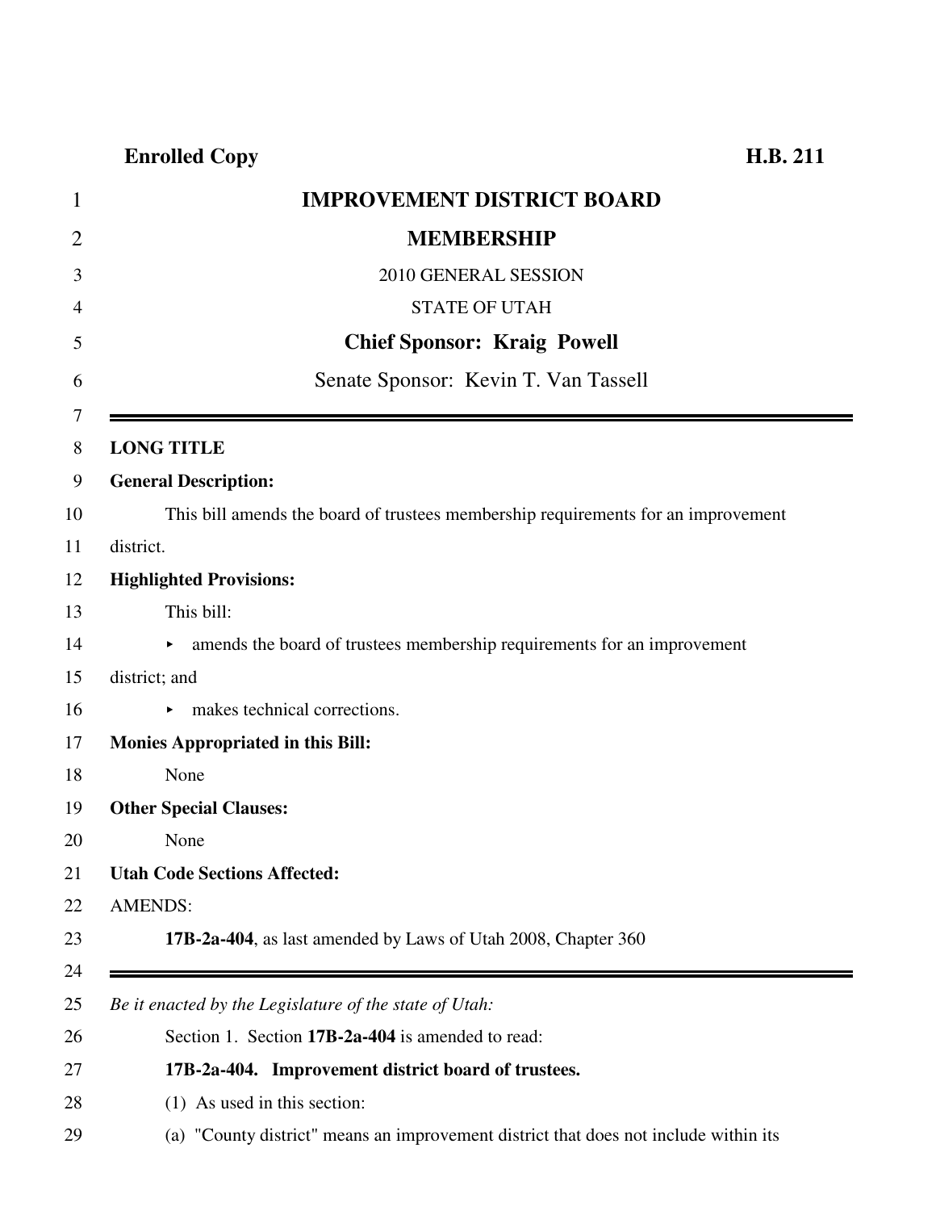**Enrolled Copy** **H.B. 211**

# IMPROVEMENT DISTRICT BOARD MEMBERSHIP

2010 GENERAL SESSION

STATE OF UTAH

**Chief Sponsor: Kraig Powell**

Senate Sponsor: Kevin T. Van Tassell

---

**LONG TITLE**

**General Description:**

This bill amends the board of trustees membership requirements for an improvement district.

**Highlighted Provisions:**

This bill:

- amends the board of trustees membership requirements for an improvement district; and
- makes technical corrections.

**Monies Appropriated in this Bill:**

None

**Other Special Clauses:**

None

**Utah Code Sections Affected:**

AMENDS:

**17B-2a-404**, as last amended by Laws of Utah 2008, Chapter 360

---

*Be it enacted by the Legislature of the state of Utah:*

Section 1. Section **17B-2a-404** is amended to read:

**17B-2a-404. Improvement district board of trustees.**

(1) As used in this section:

(a) "County district" means an improvement district that does not include within its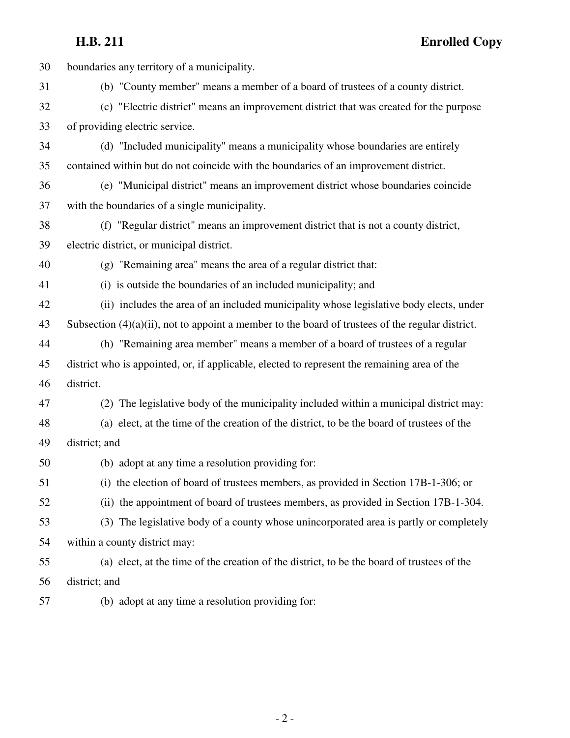boundaries any territory of a municipality.

(b) "County member" means a member of a board of trustees of a county district.

(c) "Electric district" means an improvement district that was created for the purpose of providing electric service.

(d) "Included municipality" means a municipality whose boundaries are entirely contained within but do not coincide with the boundaries of an improvement district.

(e) "Municipal district" means an improvement district whose boundaries coincide with the boundaries of a single municipality.

(f) "Regular district" means an improvement district that is not a county district, electric district, or municipal district.

(g) "Remaining area" means the area of a regular district that:

(i) is outside the boundaries of an included municipality; and

(ii) includes the area of an included municipality whose legislative body elects, under Subsection (4)(a)(ii), not to appoint a member to the board of trustees of the regular district.

(h) "Remaining area member" means a member of a board of trustees of a regular district who is appointed, or, if applicable, elected to represent the remaining area of the district.

(2) The legislative body of the municipality included within a municipal district may:

(a) elect, at the time of the creation of the district, to be the board of trustees of the district; and

(b) adopt at any time a resolution providing for:

(i) the election of board of trustees members, as provided in Section 17B-1-306; or

(ii) the appointment of board of trustees members, as provided in Section 17B-1-304.

(3) The legislative body of a county whose unincorporated area is partly or completely within a county district may:

(a) elect, at the time of the creation of the district, to be the board of trustees of the district; and

(b) adopt at any time a resolution providing for: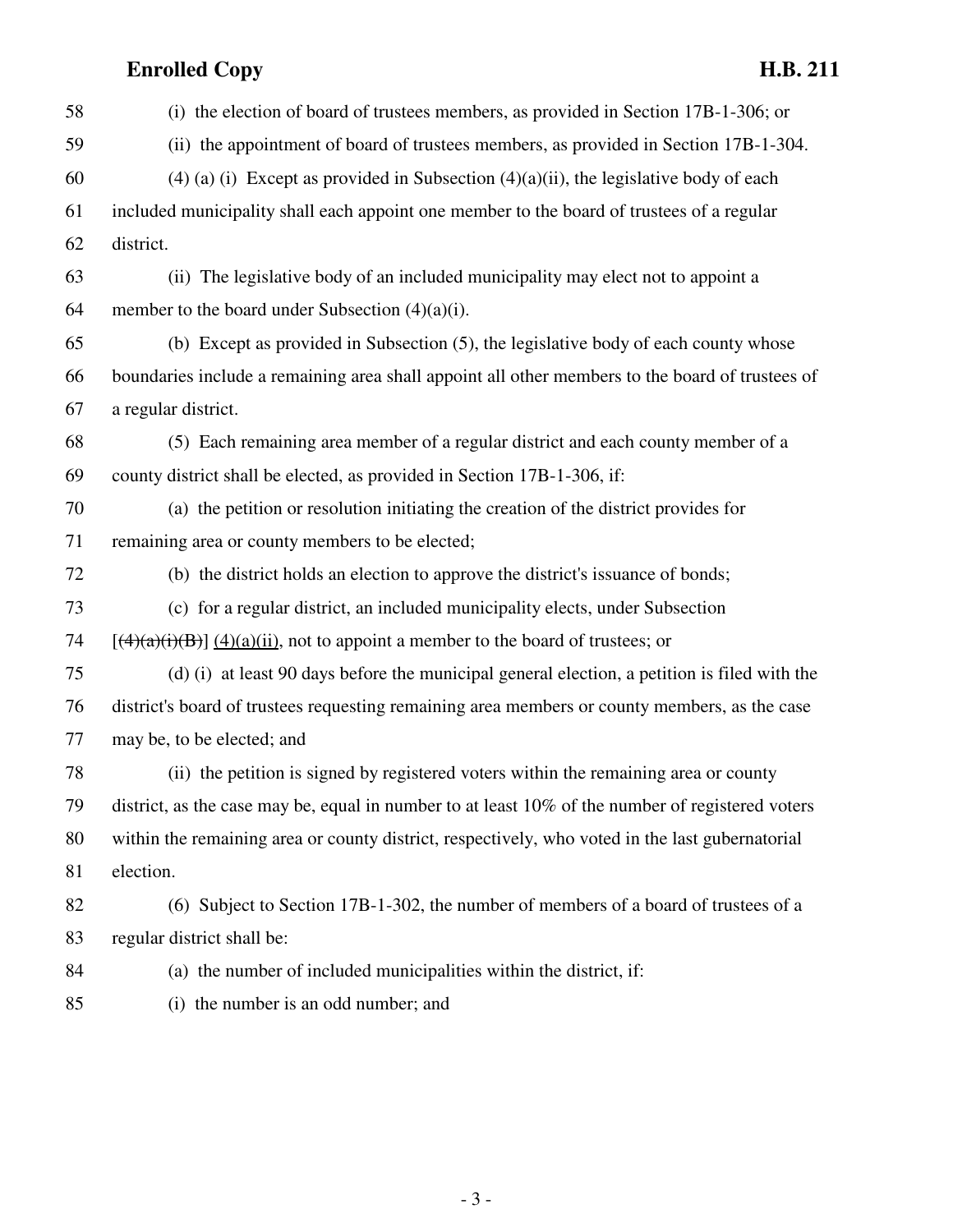(i) the election of board of trustees members, as provided in Section 17B-1-306; or

(ii) the appointment of board of trustees members, as provided in Section 17B-1-304.

(4) (a) (i) Except as provided in Subsection (4)(a)(ii), the legislative body of each included municipality shall each appoint one member to the board of trustees of a regular district.

(ii) The legislative body of an included municipality may elect not to appoint a member to the board under Subsection (4)(a)(i).

(b) Except as provided in Subsection (5), the legislative body of each county whose boundaries include a remaining area shall appoint all other members to the board of trustees of a regular district.

(5) Each remaining area member of a regular district and each county member of a county district shall be elected, as provided in Section 17B-1-306, if:

(a) the petition or resolution initiating the creation of the district provides for remaining area or county members to be elected;

(b) the district holds an election to approve the district's issuance of bonds;

(c) for a regular district, an included municipality elects, under Subsection [~~(4)(a)(i)(B)~~] <u>(4)(a)(ii)</u>, not to appoint a member to the board of trustees; or

(d) (i) at least 90 days before the municipal general election, a petition is filed with the district's board of trustees requesting remaining area members or county members, as the case may be, to be elected; and

(ii) the petition is signed by registered voters within the remaining area or county district, as the case may be, equal in number to at least 10% of the number of registered voters within the remaining area or county district, respectively, who voted in the last gubernatorial election.

(6) Subject to Section 17B-1-302, the number of members of a board of trustees of a regular district shall be:

(a) the number of included municipalities within the district, if:

(i) the number is an odd number; and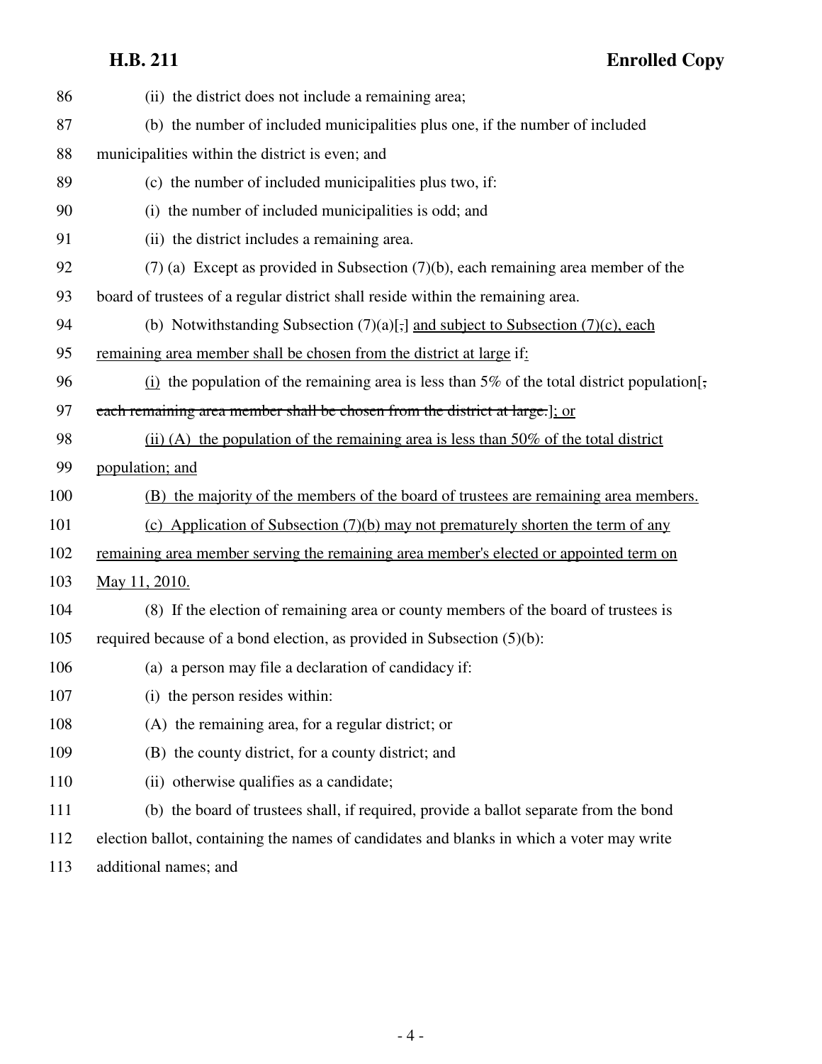(ii) the district does not include a remaining area;

(b) the number of included municipalities plus one, if the number of included municipalities within the district is even; and

(c) the number of included municipalities plus two, if:

(i) the number of included municipalities is odd; and

(ii) the district includes a remaining area.

(7) (a) Except as provided in Subsection (7)(b), each remaining area member of the board of trustees of a regular district shall reside within the remaining area.

(b) Notwithstanding Subsection (7)(a)[,] and subject to Subsection (7)(c), each remaining area member shall be chosen from the district at large if:

(i) the population of the remaining area is less than 5% of the total district population[, each remaining area member shall be chosen from the district at large.]; or

(ii) (A) the population of the remaining area is less than 50% of the total district population; and

(B) the majority of the members of the board of trustees are remaining area members.

(c) Application of Subsection (7)(b) may not prematurely shorten the term of any remaining area member serving the remaining area member's elected or appointed term on May 11, 2010.

(8) If the election of remaining area or county members of the board of trustees is required because of a bond election, as provided in Subsection (5)(b):

(a) a person may file a declaration of candidacy if:

(i) the person resides within:

(A) the remaining area, for a regular district; or

(B) the county district, for a county district; and

(ii) otherwise qualifies as a candidate;

(b) the board of trustees shall, if required, provide a ballot separate from the bond election ballot, containing the names of candidates and blanks in which a voter may write additional names; and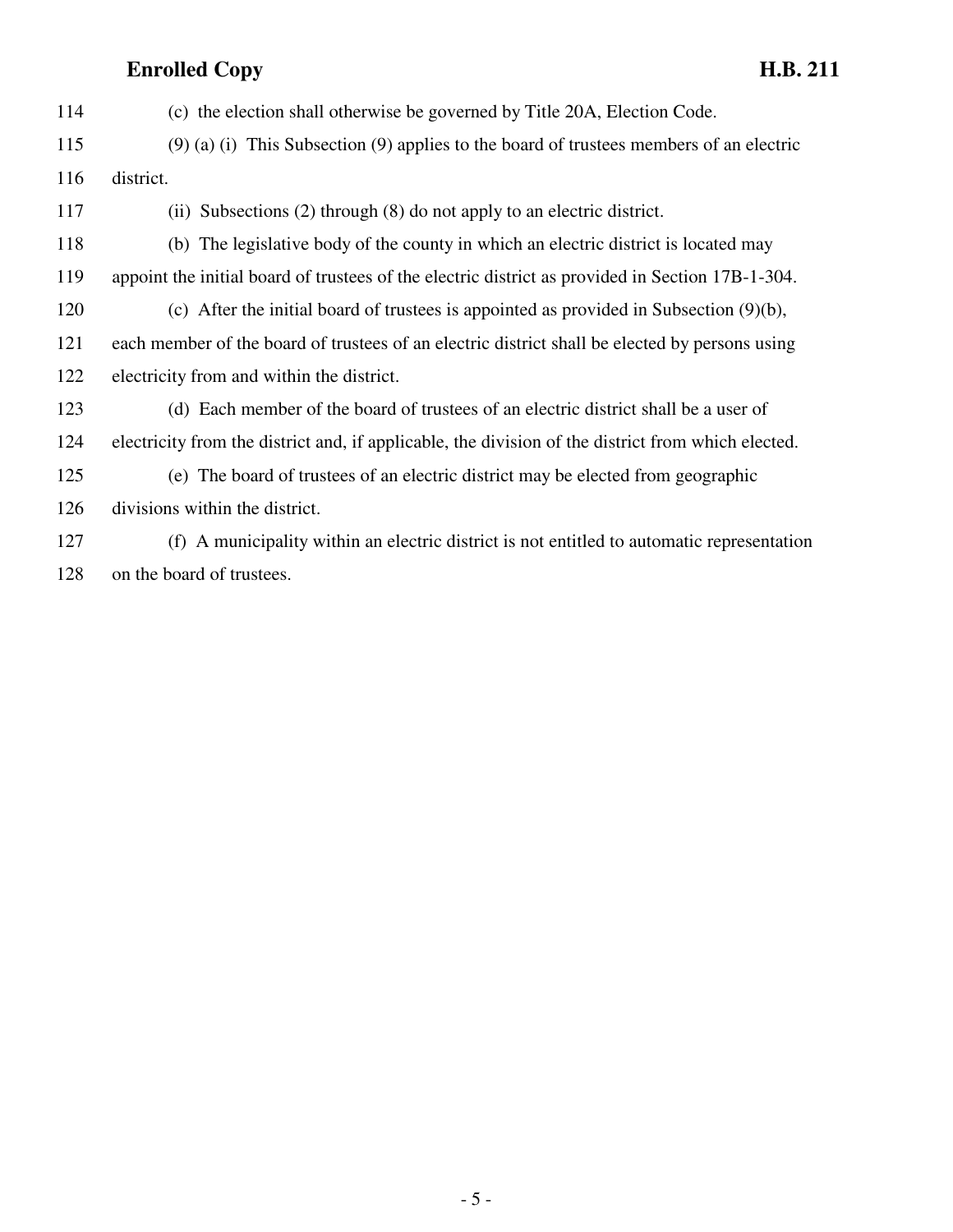(c) the election shall otherwise be governed by Title 20A, Election Code.

(9) (a) (i) This Subsection (9) applies to the board of trustees members of an electric district.

(ii) Subsections (2) through (8) do not apply to an electric district.

(b) The legislative body of the county in which an electric district is located may appoint the initial board of trustees of the electric district as provided in Section 17B-1-304.

(c) After the initial board of trustees is appointed as provided in Subsection (9)(b), each member of the board of trustees of an electric district shall be elected by persons using electricity from and within the district.

(d) Each member of the board of trustees of an electric district shall be a user of electricity from the district and, if applicable, the division of the district from which elected.

(e) The board of trustees of an electric district may be elected from geographic divisions within the district.

(f) A municipality within an electric district is not entitled to automatic representation on the board of trustees.